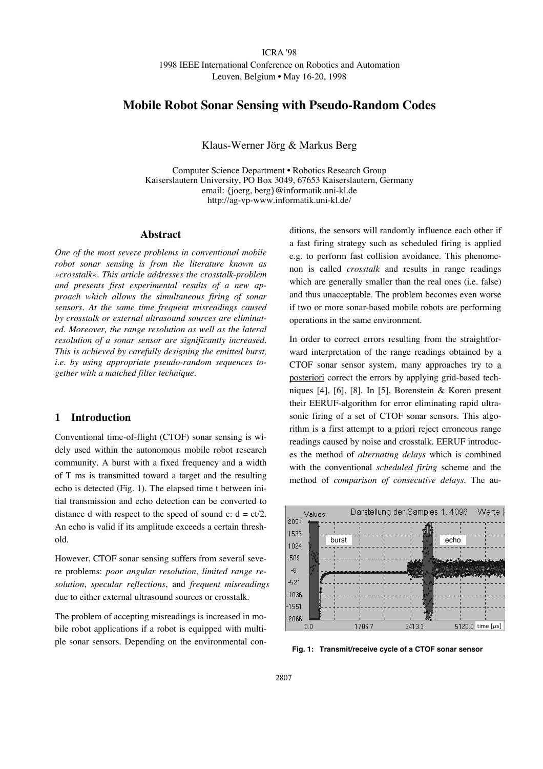ICRA '98
1998 IEEE International Conference on Robotics and Automation
Leuven, Belgium • May 16-20, 1998

# Mobile Robot Sonar Sensing with Pseudo-Random Codes

Klaus-Werner Jörg & Markus Berg

Computer Science Department • Robotics Research Group
Kaiserslautern University, PO Box 3049, 67653 Kaiserslautern, Germany
email: {joerg, berg}@informatik.uni-kl.de
http://ag-vp-www.informatik.uni-kl.de/

## Abstract

*One of the most severe problems in conventional mobile robot sonar sensing is from the literature known as »crosstalk«. This article addresses the crosstalk-problem and presents first experimental results of a new approach which allows the simultaneous firing of sonar sensors. At the same time frequent misreadings caused by crosstalk or external ultrasound sources are eliminated. Moreover, the range resolution as well as the lateral resolution of a sonar sensor are significantly increased. This is achieved by carefully designing the emitted burst, i.e. by using appropriate pseudo-random sequences together with a matched filter technique.*

## 1 Introduction

Conventional time-of-flight (CTOF) sonar sensing is widely used within the autonomous mobile robot research community. A burst with a fixed frequency and a width of T ms is transmitted toward a target and the resulting echo is detected (Fig. 1). The elapsed time t between initial transmission and echo detection can be converted to distance d with respect to the speed of sound c: $d = ct/2$. An echo is valid if its amplitude exceeds a certain threshold.

However, CTOF sonar sensing suffers from several severe problems: *poor angular resolution*, *limited range resolution*, *specular reflections*, and *frequent misreadings* due to either external ultrasound sources or crosstalk.

The problem of accepting misreadings is increased in mobile robot applications if a robot is equipped with multiple sonar sensors. Depending on the environmental conditions, the sensors will randomly influence each other if a fast firing strategy such as scheduled firing is applied e.g. to perform fast collision avoidance. This phenomenon is called *crosstalk* and results in range readings which are generally smaller than the real ones (i.e. false) and thus unacceptable. The problem becomes even worse if two or more sonar-based mobile robots are performing operations in the same environment.

In order to correct errors resulting from the straightforward interpretation of the range readings obtained by a CTOF sonar sensor system, many approaches try to a posteriori correct the errors by applying grid-based techniques [4], [6], [8]. In [5], Borenstein & Koren present their EERUF-algorithm for error eliminating rapid ultrasonic firing of a set of CTOF sonar sensors. This algorithm is a first attempt to a priori reject erroneous range readings caused by noise and crosstalk. EERUF introduces the method of *alternating delays* which is combined with the conventional *scheduled firing* scheme and the method of *comparison of consecutive delays*. The au-

**Fig. 1: Transmit/receive cycle of a CTOF sonar sensor**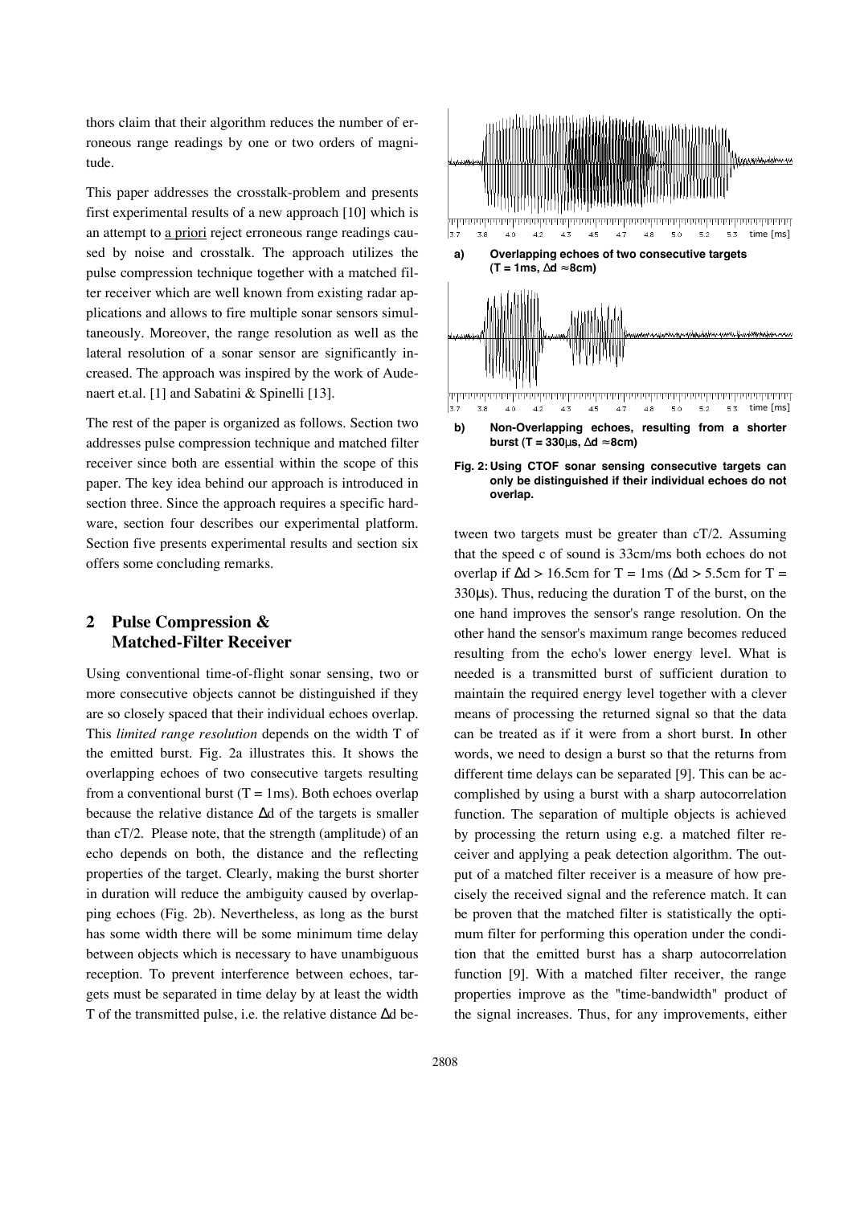thors claim that their algorithm reduces the number of erroneous range readings by one or two orders of magnitude.

This paper addresses the crosstalk-problem and presents first experimental results of a new approach [10] which is an attempt to a priori reject erroneous range readings caused by noise and crosstalk. The approach utilizes the pulse compression technique together with a matched filter receiver which are well known from existing radar applications and allows to fire multiple sonar sensors simultaneously. Moreover, the range resolution as well as the lateral resolution of a sonar sensor are significantly increased. The approach was inspired by the work of Audenaert et.al. [1] and Sabatini & Spinelli [13].

The rest of the paper is organized as follows. Section two addresses pulse compression technique and matched filter receiver since both are essential within the scope of this paper. The key idea behind our approach is introduced in section three. Since the approach requires a specific hardware, section four describes our experimental platform. Section five presents experimental results and section six offers some concluding remarks.

## 2 Pulse Compression & Matched-Filter Receiver

Using conventional time-of-flight sonar sensing, two or more consecutive objects cannot be distinguished if they are so closely spaced that their individual echoes overlap. This *limited range resolution* depends on the width T of the emitted burst. Fig. 2a illustrates this. It shows the overlapping echoes of two consecutive targets resulting from a conventional burst (T = 1ms). Both echoes overlap because the relative distance $\Delta$d of the targets is smaller than cT/2. Please note, that the strength (amplitude) of an echo depends on both, the distance and the reflecting properties of the target. Clearly, making the burst shorter in duration will reduce the ambiguity caused by overlapping echoes (Fig. 2b). Nevertheless, as long as the burst has some width there will be some minimum time delay between objects which is necessary to have unambiguous reception. To prevent interference between echoes, targets must be separated in time delay by at least the width T of the transmitted pulse, i.e. the relative distance $\Delta$d between two targets must be greater than cT/2. Assuming that the speed c of sound is 33cm/ms both echoes do not overlap if $\Delta$d > 16.5cm for T = 1ms ($\Delta$d > 5.5cm for T = 330µs). Thus, reducing the duration T of the burst, on the one hand improves the sensor's range resolution. On the other hand the sensor's maximum range becomes reduced resulting from the echo's lower energy level. What is needed is a transmitted burst of sufficient duration to maintain the required energy level together with a clever means of processing the returned signal so that the data can be treated as if it were from a short burst. In other words, we need to design a burst so that the returns from different time delays can be separated [9]. This can be accomplished by using a burst with a sharp autocorrelation function. The separation of multiple objects is achieved by processing the return using e.g. a matched filter receiver and applying a peak detection algorithm. The output of a matched filter receiver is a measure of how precisely the received signal and the reference match. It can be proven that the matched filter is statistically the optimum filter for performing this operation under the condition that the emitted burst has a sharp autocorrelation function [9]. With a matched filter receiver, the range properties improve as the "time-bandwidth" product of the signal increases. Thus, for any improvements, either

**a) Overlapping echoes of two consecutive targets (T = 1ms, $\Delta$d ≈8cm)**

**b) Non-Overlapping echoes, resulting from a shorter burst (T = 330µs, $\Delta$d ≈8cm)**

**Fig. 2: Using CTOF sonar sensing consecutive targets can only be distinguished if their individual echoes do not overlap.**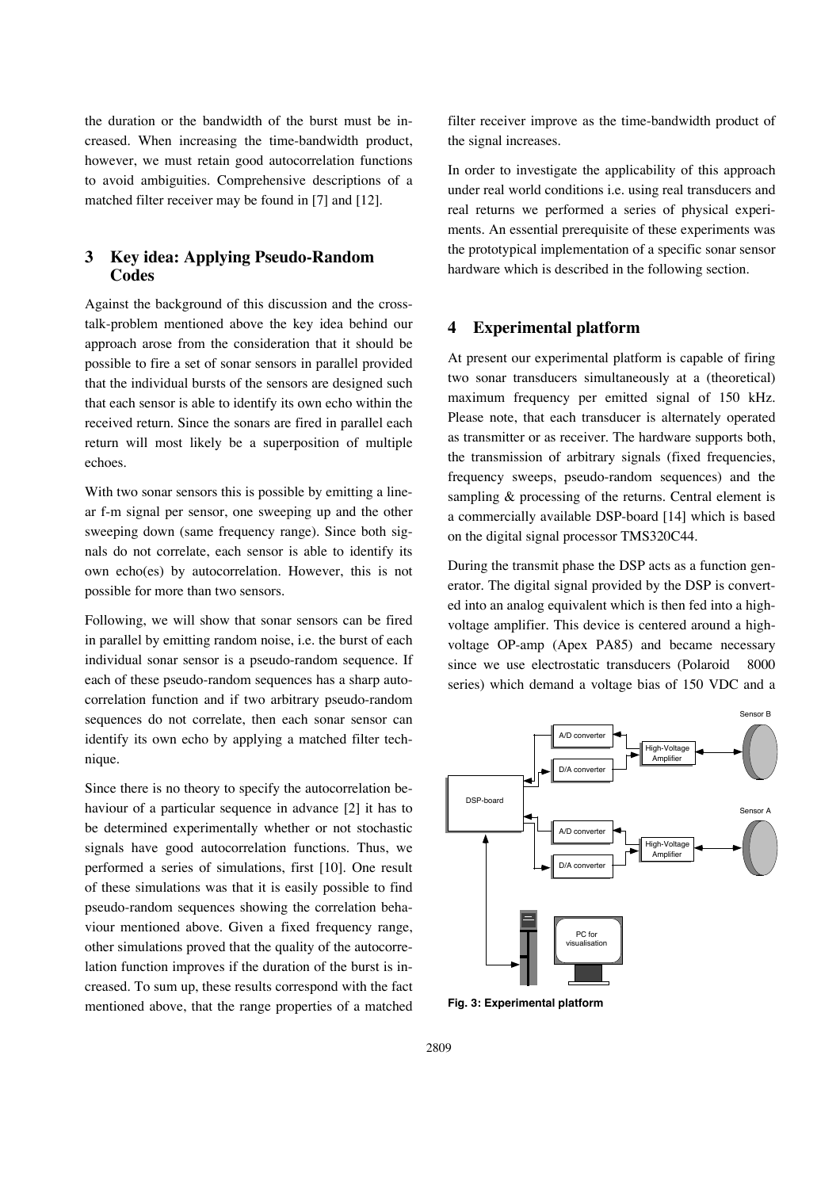the duration or the bandwidth of the burst must be increased. When increasing the time-bandwidth product, however, we must retain good autocorrelation functions to avoid ambiguities. Comprehensive descriptions of a matched filter receiver may be found in [7] and [12].

## 3 Key idea: Applying Pseudo-Random Codes

Against the background of this discussion and the cross-talk-problem mentioned above the key idea behind our approach arose from the consideration that it should be possible to fire a set of sonar sensors in parallel provided that the individual bursts of the sensors are designed such that each sensor is able to identify its own echo within the received return. Since the sonars are fired in parallel each return will most likely be a superposition of multiple echoes.

With two sonar sensors this is possible by emitting a linear f-m signal per sensor, one sweeping up and the other sweeping down (same frequency range). Since both signals do not correlate, each sensor is able to identify its own echo(es) by autocorrelation. However, this is not possible for more than two sensors.

Following, we will show that sonar sensors can be fired in parallel by emitting random noise, i.e. the burst of each individual sonar sensor is a pseudo-random sequence. If each of these pseudo-random sequences has a sharp autocorrelation function and if two arbitrary pseudo-random sequences do not correlate, then each sonar sensor can identify its own echo by applying a matched filter technique.

Since there is no theory to specify the autocorrelation behaviour of a particular sequence in advance [2] it has to be determined experimentally whether or not stochastic signals have good autocorrelation functions. Thus, we performed a series of simulations, first [10]. One result of these simulations was that it is easily possible to find pseudo-random sequences showing the correlation behaviour mentioned above. Given a fixed frequency range, other simulations proved that the quality of the autocorrelation function improves if the duration of the burst is increased. To sum up, these results correspond with the fact mentioned above, that the range properties of a matched filter receiver improve as the time-bandwidth product of the signal increases.

In order to investigate the applicability of this approach under real world conditions i.e. using real transducers and real returns we performed a series of physical experiments. An essential prerequisite of these experiments was the prototypical implementation of a specific sonar sensor hardware which is described in the following section.

## 4 Experimental platform

At present our experimental platform is capable of firing two sonar transducers simultaneously at a (theoretical) maximum frequency per emitted signal of 150 kHz. Please note, that each transducer is alternately operated as transmitter or as receiver. The hardware supports both, the transmission of arbitrary signals (fixed frequencies, frequency sweeps, pseudo-random sequences) and the sampling & processing of the returns. Central element is a commercially available DSP-board [14] which is based on the digital signal processor TMS320C44.

During the transmit phase the DSP acts as a function generator. The digital signal provided by the DSP is converted into an analog equivalent which is then fed into a high-voltage amplifier. This device is centered around a high-voltage OP-amp (Apex PA85) and became necessary since we use electrostatic transducers (Polaroid 8000 series) which demand a voltage bias of 150 VDC and a

**Fig. 3: Experimental platform**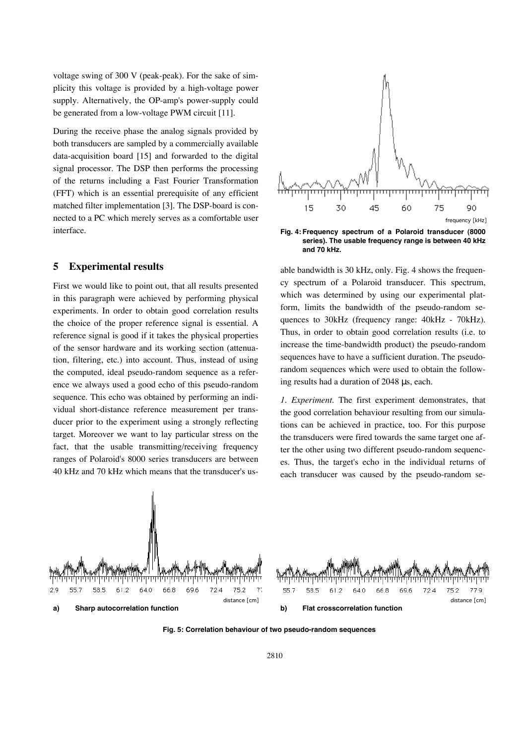voltage swing of 300 V (peak-peak). For the sake of simplicity this voltage is provided by a high-voltage power supply. Alternatively, the OP-amp's power-supply could be generated from a low-voltage PWM circuit [11].

During the receive phase the analog signals provided by both transducers are sampled by a commercially available data-acquisition board [15] and forwarded to the digital signal processor. The DSP then performs the processing of the returns including a Fast Fourier Transformation (FFT) which is an essential prerequisite of any efficient matched filter implementation [3]. The DSP-board is connected to a PC which merely serves as a comfortable user interface.

## 5 Experimental results

First we would like to point out, that all results presented in this paragraph were achieved by performing physical experiments. In order to obtain good correlation results the choice of the proper reference signal is essential. A reference signal is good if it takes the physical properties of the sensor hardware and its working section (attenuation, filtering, etc.) into account. Thus, instead of using the computed, ideal pseudo-random sequence as a reference we always used a good echo of this pseudo-random sequence. This echo was obtained by performing an individual short-distance reference measurement per transducer prior to the experiment using a strongly reflecting target. Moreover we want to lay particular stress on the fact, that the usable transmitting/receiving frequency ranges of Polaroid's 8000 series transducers are between 40 kHz and 70 kHz which means that the transducer's usable bandwidth is 30 kHz, only. Fig. 4 shows the frequency spectrum of a Polaroid transducer. This spectrum, which was determined by using our experimental platform, limits the bandwidth of the pseudo-random sequences to 30kHz (frequency range: 40kHz - 70kHz). Thus, in order to obtain good correlation results (i.e. to increase the time-bandwidth product) the pseudo-random sequences have to have a sufficient duration. The pseudo-random sequences which were used to obtain the following results had a duration of 2048 µs, each.

**Fig. 4: Frequency spectrum of a Polaroid transducer (8000 series). The usable frequency range is between 40 kHz and 70 kHz.**

*1. Experiment.* The first experiment demonstrates, that the good correlation behaviour resulting from our simulations can be achieved in practice, too. For this purpose the transducers were fired towards the same target one after the other using two different pseudo-random sequences. Thus, the target's echo in the individual returns of each transducer was caused by the pseudo-random se-

**a) Sharp autocorrelation function**

**b) Flat crosscorrelation function**

**Fig. 5: Correlation behaviour of two pseudo-random sequences**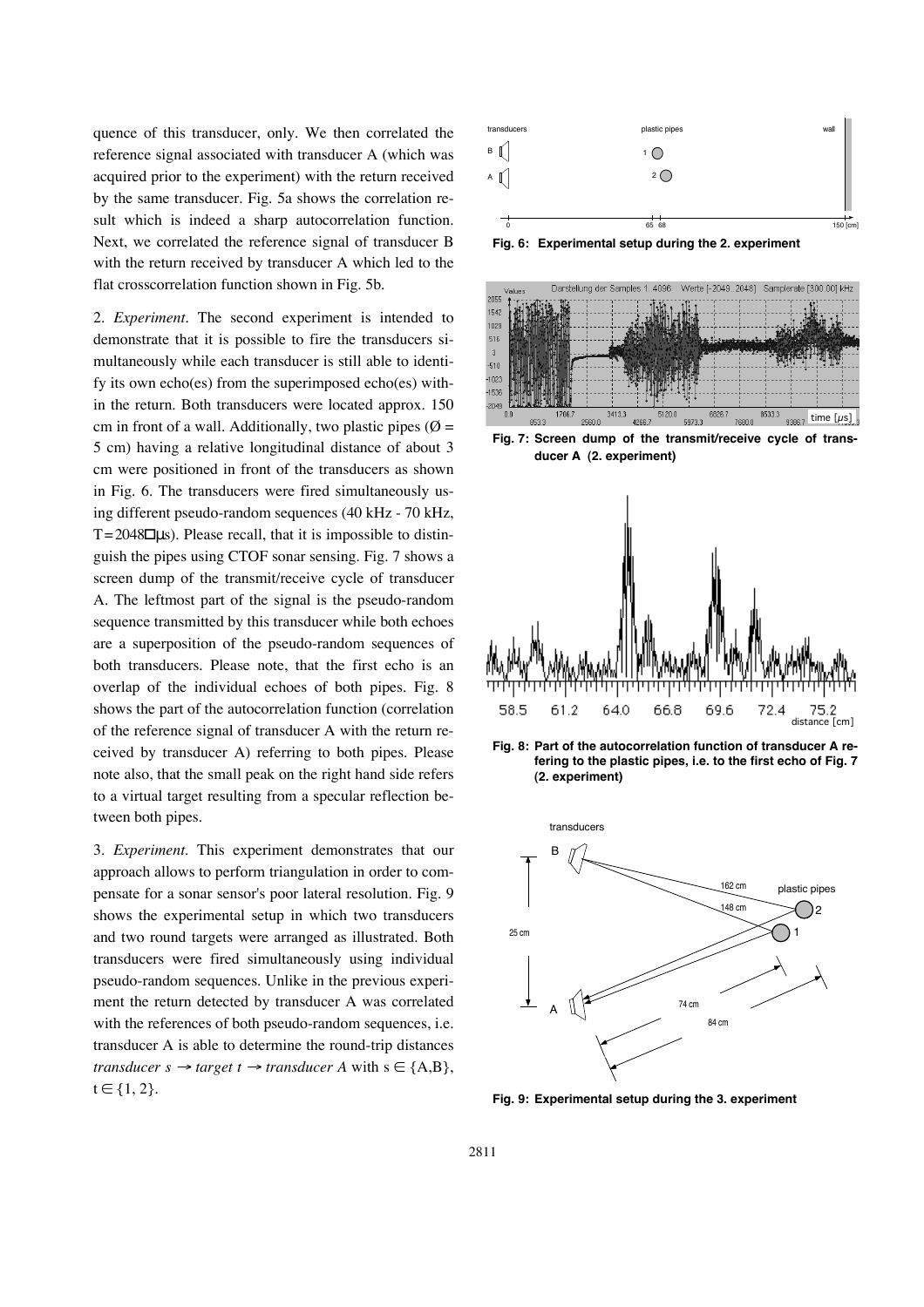quence of this transducer, only. We then correlated the reference signal associated with transducer A (which was acquired prior to the experiment) with the return received by the same transducer. Fig. 5a shows the correlation result which is indeed a sharp autocorrelation function. Next, we correlated the reference signal of transducer B with the return received by transducer A which led to the flat crosscorrelation function shown in Fig. 5b.

2. *Experiment*. The second experiment is intended to demonstrate that it is possible to fire the transducers simultaneously while each transducer is still able to identify its own echo(es) from the superimposed echo(es) within the return. Both transducers were located approx. 150 cm in front of a wall. Additionally, two plastic pipes (Ø = 5 cm) having a relative longitudinal distance of about 3 cm were positioned in front of the transducers as shown in Fig. 6. The transducers were fired simultaneously using different pseudo-random sequences (40 kHz - 70 kHz, T = 2048 µs). Please recall, that it is impossible to distinguish the pipes using CTOF sonar sensing. Fig. 7 shows a screen dump of the transmit/receive cycle of transducer A. The leftmost part of the signal is the pseudo-random sequence transmitted by this transducer while both echoes are a superposition of the pseudo-random sequences of both transducers. Please note, that the first echo is an overlap of the individual echoes of both pipes. Fig. 8 shows the part of the autocorrelation function (correlation of the reference signal of transducer A with the return received by transducer A) referring to both pipes. Please note also, that the small peak on the right hand side refers to a virtual target resulting from a specular reflection between both pipes.

3. *Experiment*. This experiment demonstrates that our approach allows to perform triangulation in order to compensate for a sonar sensor's poor lateral resolution. Fig. 9 shows the experimental setup in which two transducers and two round targets were arranged as illustrated. Both transducers were fired simultaneously using individual pseudo-random sequences. Unlike in the previous experiment the return detected by transducer A was correlated with the references of both pseudo-random sequences, i.e. transducer A is able to determine the round-trip distances *transducer s* $\rightarrow$ *target t* $\rightarrow$ *transducer A* with $s \in \{A,B\}$, $t \in \{1, 2\}$.

**Fig. 6: Experimental setup during the 2. experiment**

**Fig. 7: Screen dump of the transmit/receive cycle of transducer A (2. experiment)**

**Fig. 8: Part of the autocorrelation function of transducer A referring to the plastic pipes, i.e. to the first echo of Fig. 7 (2. experiment)**

**Fig. 9: Experimental setup during the 3. experiment**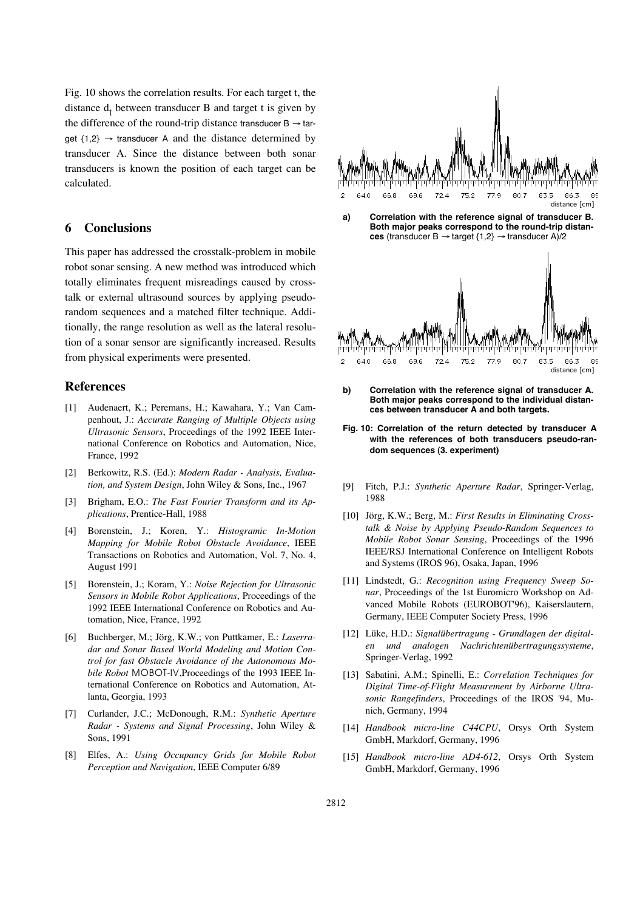Fig. 10 shows the correlation results. For each target t, the distance $d_t$ between transducer B and target t is given by the difference of the round-trip distance transducer B → target {1,2} → transducer A and the distance determined by transducer A. Since the distance between both sonar transducers is known the position of each target can be calculated.

## 6 Conclusions

This paper has addressed the crosstalk-problem in mobile robot sonar sensing. A new method was introduced which totally eliminates frequent misreadings caused by crosstalk or external ultrasound sources by applying pseudo-random sequences and a matched filter technique. Additionally, the range resolution as well as the lateral resolution of a sonar sensor are significantly increased. Results from physical experiments were presented.

.2 64.0 66.8 69.6 72.4 75.2 77.9 80.7 83.5 86.3 89
distance [cm]

**a) Correlation with the reference signal of transducer B. Both major peaks correspond to the round-trip distances** (transducer B → target {1,2} → transducer A)/2

.2 64.0 66.8 69.6 72.4 75.2 77.9 80.7 83.5 86.3 89
distance [cm]

**b) Correlation with the reference signal of transducer A. Both major peaks correspond to the individual distances between transducer A and both targets.**

**Fig. 10: Correlation of the return detected by transducer A with the references of both transducers pseudo-random sequences (3. experiment)**

## References

[1] Audenaert, K.; Peremans, H.; Kawahara, Y.; Van Campenhout, J.: *Accurate Ranging of Multiple Objects using Ultrasonic Sensors*, Proceedings of the 1992 IEEE International Conference on Robotics and Automation, Nice, France, 1992

[2] Berkowitz, R.S. (Ed.): *Modern Radar - Analysis, Evaluation, and System Design*, John Wiley & Sons, Inc., 1967

[3] Brigham, E.O.: *The Fast Fourier Transform and its Applications*, Prentice-Hall, 1988

[4] Borenstein, J.; Koren, Y.: *Histogramic In-Motion Mapping for Mobile Robot Obstacle Avoidance*, IEEE Transactions on Robotics and Automation, Vol. 7, No. 4, August 1991

[5] Borenstein, J.; Koram, Y.: *Noise Rejection for Ultrasonic Sensors in Mobile Robot Applications*, Proceedings of the 1992 IEEE International Conference on Robotics and Automation, Nice, France, 1992

[6] Buchberger, M.; Jörg, K.W.; von Puttkamer, E.: *Laserradar and Sonar Based World Modeling and Motion Control for fast Obstacle Avoidance of the Autonomous Mobile Robot* MOBOT-IV,Proceedings of the 1993 IEEE International Conference on Robotics and Automation, Atlanta, Georgia, 1993

[7] Curlander, J.C.; McDonough, R.M.: *Synthetic Aperture Radar - Systems and Signal Processing*, John Wiley & Sons, 1991

[8] Elfes, A.: *Using Occupancy Grids for Mobile Robot Perception and Navigation*, IEEE Computer 6/89

[9] Fitch, P.J.: *Synthetic Aperture Radar*, Springer-Verlag, 1988

[10] Jörg, K.W.; Berg, M.: *First Results in Eliminating Crosstalk & Noise by Applying Pseudo-Random Sequences to Mobile Robot Sonar Sensing*, Proceedings of the 1996 IEEE/RSJ International Conference on Intelligent Robots and Systems (IROS 96), Osaka, Japan, 1996

[11] Lindstedt, G.: *Recognition using Frequency Sweep Sonar*, Proceedings of the 1st Euromicro Workshop on Advanced Mobile Robots (EUROBOT'96), Kaiserslautern, Germany, IEEE Computer Society Press, 1996

[12] Lüke, H.D.: *Signalübertragung - Grundlagen der digitalen und analogen Nachrichtenübertragungssysteme*, Springer-Verlag, 1992

[13] Sabatini, A.M.; Spinelli, E.: *Correlation Techniques for Digital Time-of-Flight Measurement by Airborne Ultrasonic Rangefinders*, Proceedings of the IROS '94, Munich, Germany, 1994

[14] *Handbook micro-line C44CPU*, Orsys Orth System GmbH, Markdorf, Germany, 1996

[15] *Handbook micro-line AD4-612*, Orsys Orth System GmbH, Markdorf, Germany, 1996